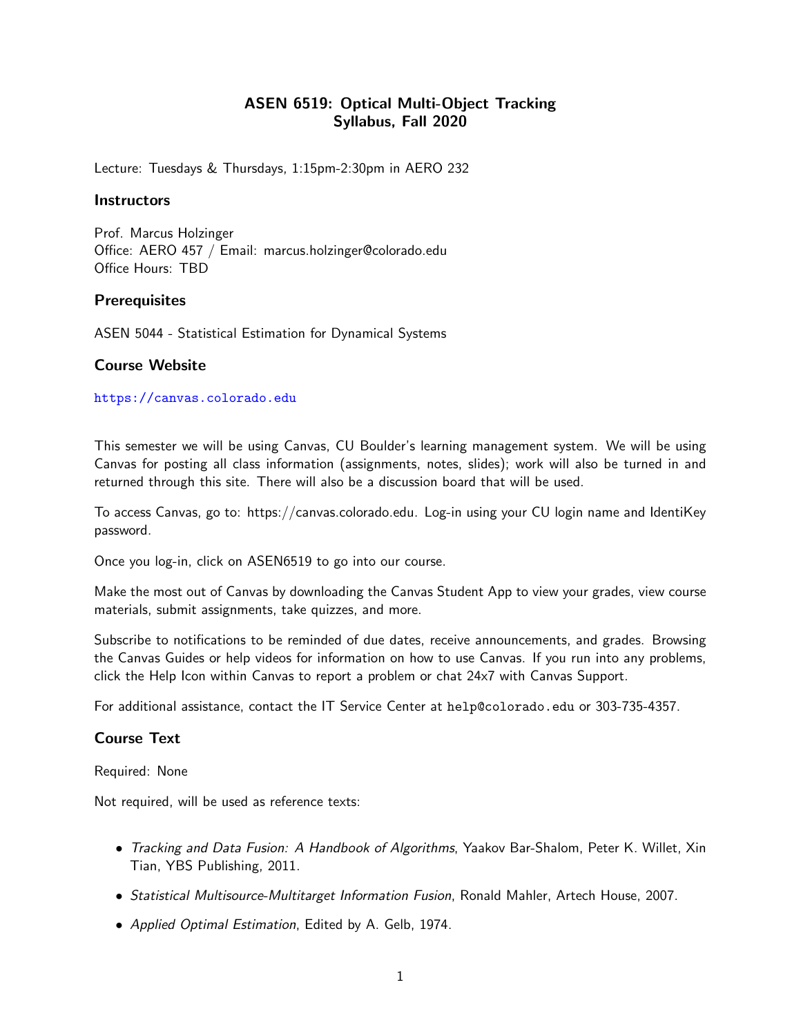# ASEN 6519: Optical Multi-Object Tracking
## Syllabus, Fall 2020

Lecture: Tuesdays & Thursdays, 1:15pm-2:30pm in AERO 232

### Instructors

Prof. Marcus Holzinger
Office: AERO 457 / Email: marcus.holzinger@colorado.edu
Office Hours: TBD

### Prerequisites

ASEN 5044 - Statistical Estimation for Dynamical Systems

### Course Website

https://canvas.colorado.edu

This semester we will be using Canvas, CU Boulder's learning management system. We will be using Canvas for posting all class information (assignments, notes, slides); work will also be turned in and returned through this site. There will also be a discussion board that will be used.

To access Canvas, go to: https://canvas.colorado.edu. Log-in using your CU login name and IdentiKey password.

Once you log-in, click on ASEN6519 to go into our course.

Make the most out of Canvas by downloading the Canvas Student App to view your grades, view course materials, submit assignments, take quizzes, and more.

Subscribe to notifications to be reminded of due dates, receive announcements, and grades. Browsing the Canvas Guides or help videos for information on how to use Canvas. If you run into any problems, click the Help Icon within Canvas to report a problem or chat 24x7 with Canvas Support.

For additional assistance, contact the IT Service Center at `help@colorado.edu` or 303-735-4357.

### Course Text

Required: None

Not required, will be used as reference texts:

- *Tracking and Data Fusion: A Handbook of Algorithms*, Yaakov Bar-Shalom, Peter K. Willet, Xin Tian, YBS Publishing, 2011.
- *Statistical Multisource-Multitarget Information Fusion*, Ronald Mahler, Artech House, 2007.
- *Applied Optimal Estimation*, Edited by A. Gelb, 1974.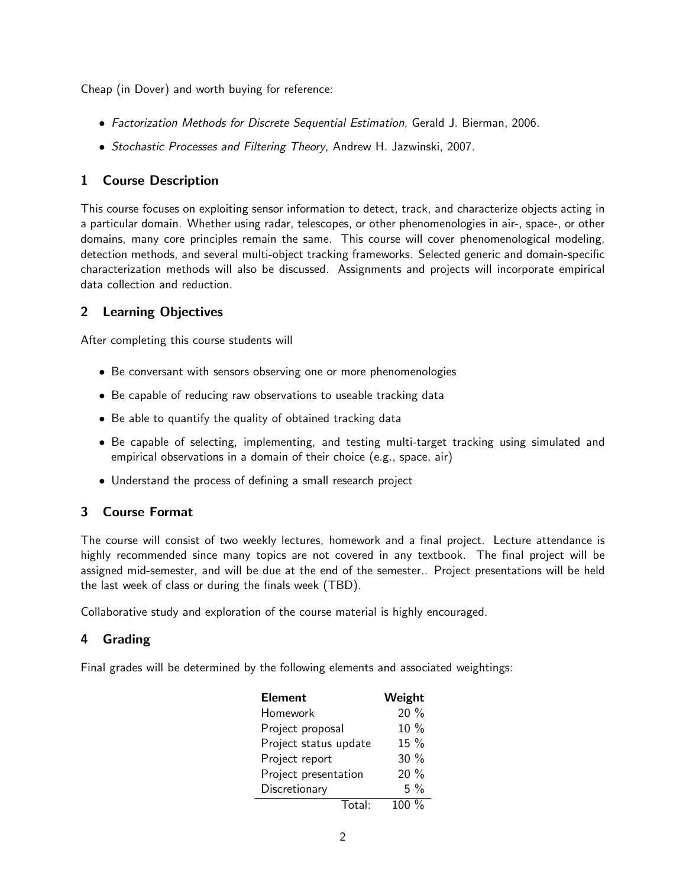Cheap (in Dover) and worth buying for reference:

- *Factorization Methods for Discrete Sequential Estimation*, Gerald J. Bierman, 2006.
- *Stochastic Processes and Filtering Theory*, Andrew H. Jazwinski, 2007.

## 1 Course Description

This course focuses on exploiting sensor information to detect, track, and characterize objects acting in a particular domain. Whether using radar, telescopes, or other phenomenologies in air-, space-, or other domains, many core principles remain the same. This course will cover phenomenological modeling, detection methods, and several multi-object tracking frameworks. Selected generic and domain-specific characterization methods will also be discussed. Assignments and projects will incorporate empirical data collection and reduction.

## 2 Learning Objectives

After completing this course students will

- Be conversant with sensors observing one or more phenomenologies
- Be capable of reducing raw observations to useable tracking data
- Be able to quantify the quality of obtained tracking data
- Be capable of selecting, implementing, and testing multi-target tracking using simulated and empirical observations in a domain of their choice (e.g., space, air)
- Understand the process of defining a small research project

## 3 Course Format

The course will consist of two weekly lectures, homework and a final project. Lecture attendance is highly recommended since many topics are not covered in any textbook. The final project will be assigned mid-semester, and will be due at the end of the semester.. Project presentations will be held the last week of class or during the finals week (TBD).

Collaborative study and exploration of the course material is highly encouraged.

## 4 Grading

Final grades will be determined by the following elements and associated weightings:

| Element | Weight |
|---|---|
| Homework | 20 % |
| Project proposal | 10 % |
| Project status update | 15 % |
| Project report | 30 % |
| Project presentation | 20 % |
| Discretionary | 5 % |
| Total: | 100 % |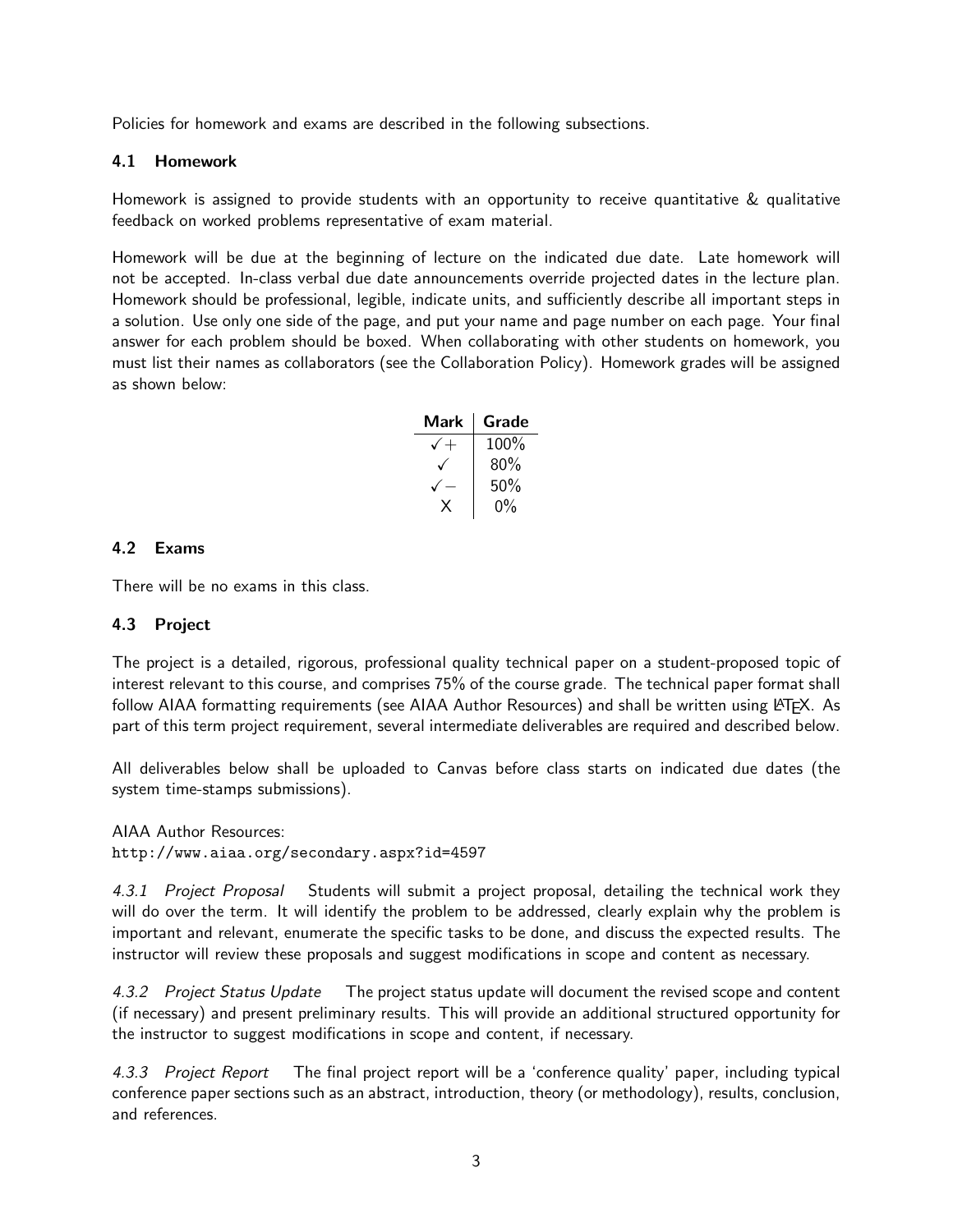Policies for homework and exams are described in the following subsections.

### 4.1 Homework

Homework is assigned to provide students with an opportunity to receive quantitative & qualitative feedback on worked problems representative of exam material.

Homework will be due at the beginning of lecture on the indicated due date. Late homework will not be accepted. In-class verbal due date announcements override projected dates in the lecture plan. Homework should be professional, legible, indicate units, and sufficiently describe all important steps in a solution. Use only one side of the page, and put your name and page number on each page. Your final answer for each problem should be boxed. When collaborating with other students on homework, you must list their names as collaborators (see the Collaboration Policy). Homework grades will be assigned as shown below:

| Mark | Grade |
|---|---|
| ✓+ | 100% |
| ✓ | 80% |
| ✓− | 50% |
| X | 0% |

### 4.2 Exams

There will be no exams in this class.

### 4.3 Project

The project is a detailed, rigorous, professional quality technical paper on a student-proposed topic of interest relevant to this course, and comprises 75% of the course grade. The technical paper format shall follow AIAA formatting requirements (see AIAA Author Resources) and shall be written using LaTeX. As part of this term project requirement, several intermediate deliverables are required and described below.

All deliverables below shall be uploaded to Canvas before class starts on indicated due dates (the system time-stamps submissions).

AIAA Author Resources:
http://www.aiaa.org/secondary.aspx?id=4597

*4.3.1 Project Proposal* Students will submit a project proposal, detailing the technical work they will do over the term. It will identify the problem to be addressed, clearly explain why the problem is important and relevant, enumerate the specific tasks to be done, and discuss the expected results. The instructor will review these proposals and suggest modifications in scope and content as necessary.

*4.3.2 Project Status Update* The project status update will document the revised scope and content (if necessary) and present preliminary results. This will provide an additional structured opportunity for the instructor to suggest modifications in scope and content, if necessary.

*4.3.3 Project Report* The final project report will be a 'conference quality' paper, including typical conference paper sections such as an abstract, introduction, theory (or methodology), results, conclusion, and references.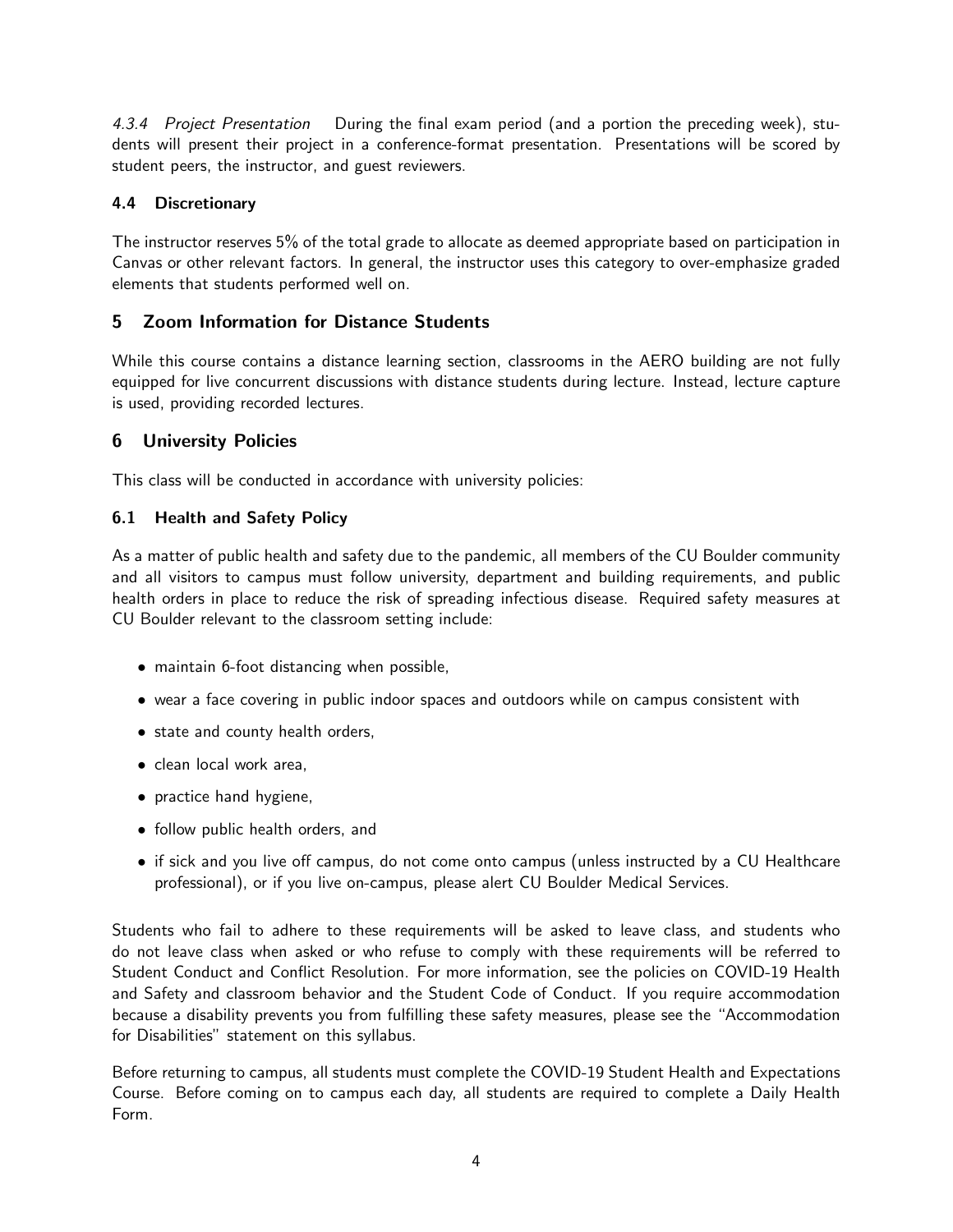*4.3.4 Project Presentation* During the final exam period (and a portion the preceding week), students will present their project in a conference-format presentation. Presentations will be scored by student peers, the instructor, and guest reviewers.

### 4.4 Discretionary

The instructor reserves 5% of the total grade to allocate as deemed appropriate based on participation in Canvas or other relevant factors. In general, the instructor uses this category to over-emphasize graded elements that students performed well on.

## 5 Zoom Information for Distance Students

While this course contains a distance learning section, classrooms in the AERO building are not fully equipped for live concurrent discussions with distance students during lecture. Instead, lecture capture is used, providing recorded lectures.

## 6 University Policies

This class will be conducted in accordance with university policies:

### 6.1 Health and Safety Policy

As a matter of public health and safety due to the pandemic, all members of the CU Boulder community and all visitors to campus must follow university, department and building requirements, and public health orders in place to reduce the risk of spreading infectious disease. Required safety measures at CU Boulder relevant to the classroom setting include:

- maintain 6-foot distancing when possible,
- wear a face covering in public indoor spaces and outdoors while on campus consistent with
- state and county health orders,
- clean local work area,
- practice hand hygiene,
- follow public health orders, and
- if sick and you live off campus, do not come onto campus (unless instructed by a CU Healthcare professional), or if you live on-campus, please alert CU Boulder Medical Services.

Students who fail to adhere to these requirements will be asked to leave class, and students who do not leave class when asked or who refuse to comply with these requirements will be referred to Student Conduct and Conflict Resolution. For more information, see the policies on COVID-19 Health and Safety and classroom behavior and the Student Code of Conduct. If you require accommodation because a disability prevents you from fulfilling these safety measures, please see the "Accommodation for Disabilities" statement on this syllabus.

Before returning to campus, all students must complete the COVID-19 Student Health and Expectations Course. Before coming on to campus each day, all students are required to complete a Daily Health Form.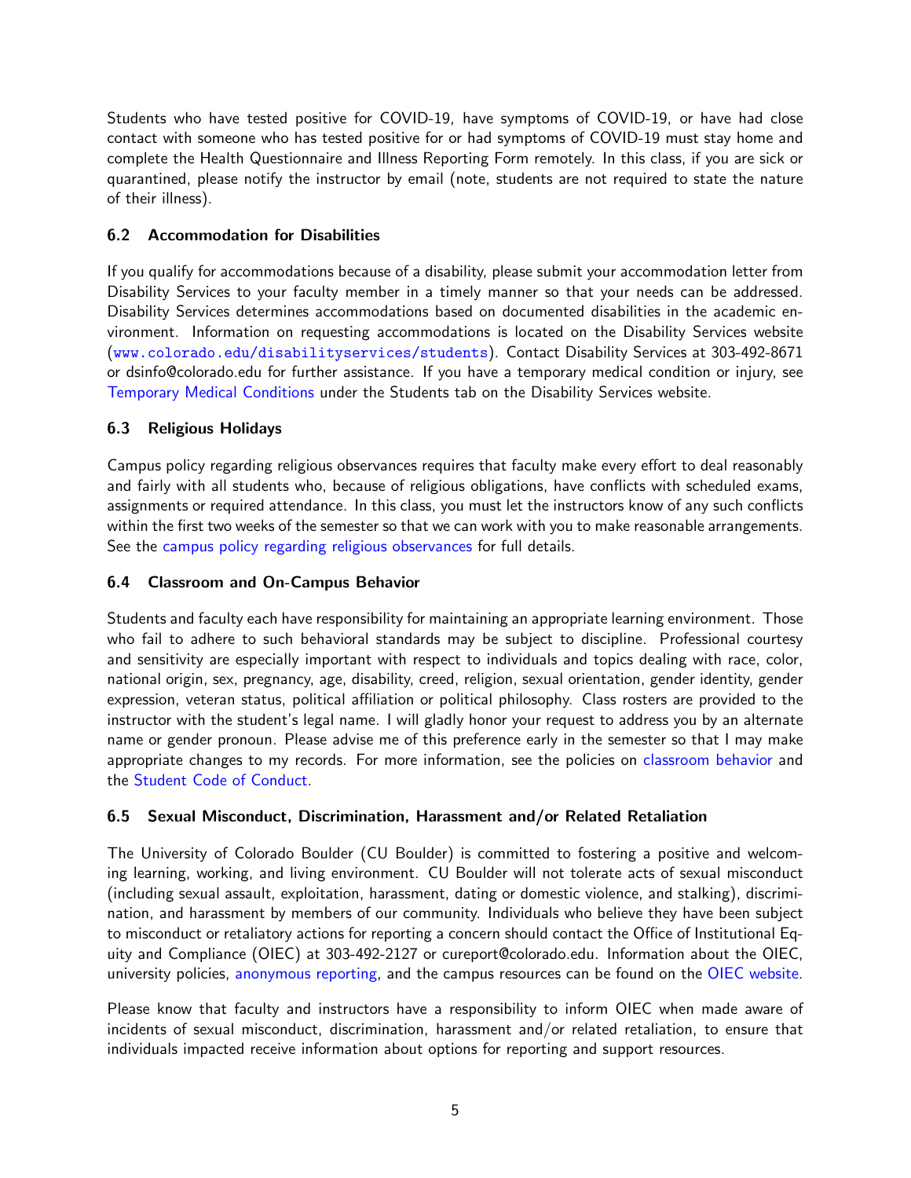Students who have tested positive for COVID-19, have symptoms of COVID-19, or have had close contact with someone who has tested positive for or had symptoms of COVID-19 must stay home and complete the Health Questionnaire and Illness Reporting Form remotely. In this class, if you are sick or quarantined, please notify the instructor by email (note, students are not required to state the nature of their illness).

### 6.2 Accommodation for Disabilities

If you qualify for accommodations because of a disability, please submit your accommodation letter from Disability Services to your faculty member in a timely manner so that your needs can be addressed. Disability Services determines accommodations based on documented disabilities in the academic environment. Information on requesting accommodations is located on the Disability Services website (www.colorado.edu/disabilityservices/students). Contact Disability Services at 303-492-8671 or dsinfo@colorado.edu for further assistance. If you have a temporary medical condition or injury, see Temporary Medical Conditions under the Students tab on the Disability Services website.

### 6.3 Religious Holidays

Campus policy regarding religious observances requires that faculty make every effort to deal reasonably and fairly with all students who, because of religious obligations, have conflicts with scheduled exams, assignments or required attendance. In this class, you must let the instructors know of any such conflicts within the first two weeks of the semester so that we can work with you to make reasonable arrangements. See the campus policy regarding religious observances for full details.

### 6.4 Classroom and On-Campus Behavior

Students and faculty each have responsibility for maintaining an appropriate learning environment. Those who fail to adhere to such behavioral standards may be subject to discipline. Professional courtesy and sensitivity are especially important with respect to individuals and topics dealing with race, color, national origin, sex, pregnancy, age, disability, creed, religion, sexual orientation, gender identity, gender expression, veteran status, political affiliation or political philosophy. Class rosters are provided to the instructor with the student's legal name. I will gladly honor your request to address you by an alternate name or gender pronoun. Please advise me of this preference early in the semester so that I may make appropriate changes to my records. For more information, see the policies on classroom behavior and the Student Code of Conduct.

### 6.5 Sexual Misconduct, Discrimination, Harassment and/or Related Retaliation

The University of Colorado Boulder (CU Boulder) is committed to fostering a positive and welcoming learning, working, and living environment. CU Boulder will not tolerate acts of sexual misconduct (including sexual assault, exploitation, harassment, dating or domestic violence, and stalking), discrimination, and harassment by members of our community. Individuals who believe they have been subject to misconduct or retaliatory actions for reporting a concern should contact the Office of Institutional Equity and Compliance (OIEC) at 303-492-2127 or cureport@colorado.edu. Information about the OIEC, university policies, anonymous reporting, and the campus resources can be found on the OIEC website.

Please know that faculty and instructors have a responsibility to inform OIEC when made aware of incidents of sexual misconduct, discrimination, harassment and/or related retaliation, to ensure that individuals impacted receive information about options for reporting and support resources.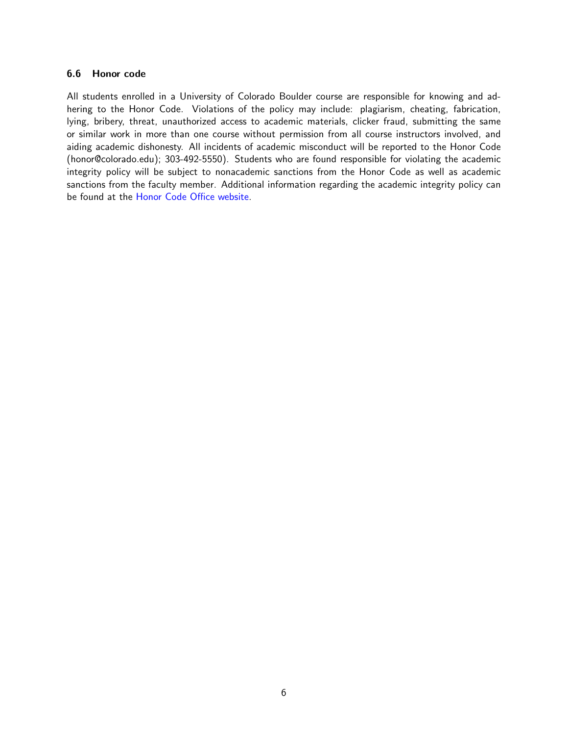### 6.6 Honor code

All students enrolled in a University of Colorado Boulder course are responsible for knowing and adhering to the Honor Code. Violations of the policy may include: plagiarism, cheating, fabrication, lying, bribery, threat, unauthorized access to academic materials, clicker fraud, submitting the same or similar work in more than one course without permission from all course instructors involved, and aiding academic dishonesty. All incidents of academic misconduct will be reported to the Honor Code (honor@colorado.edu); 303-492-5550). Students who are found responsible for violating the academic integrity policy will be subject to nonacademic sanctions from the Honor Code as well as academic sanctions from the faculty member. Additional information regarding the academic integrity policy can be found at the Honor Code Office website.